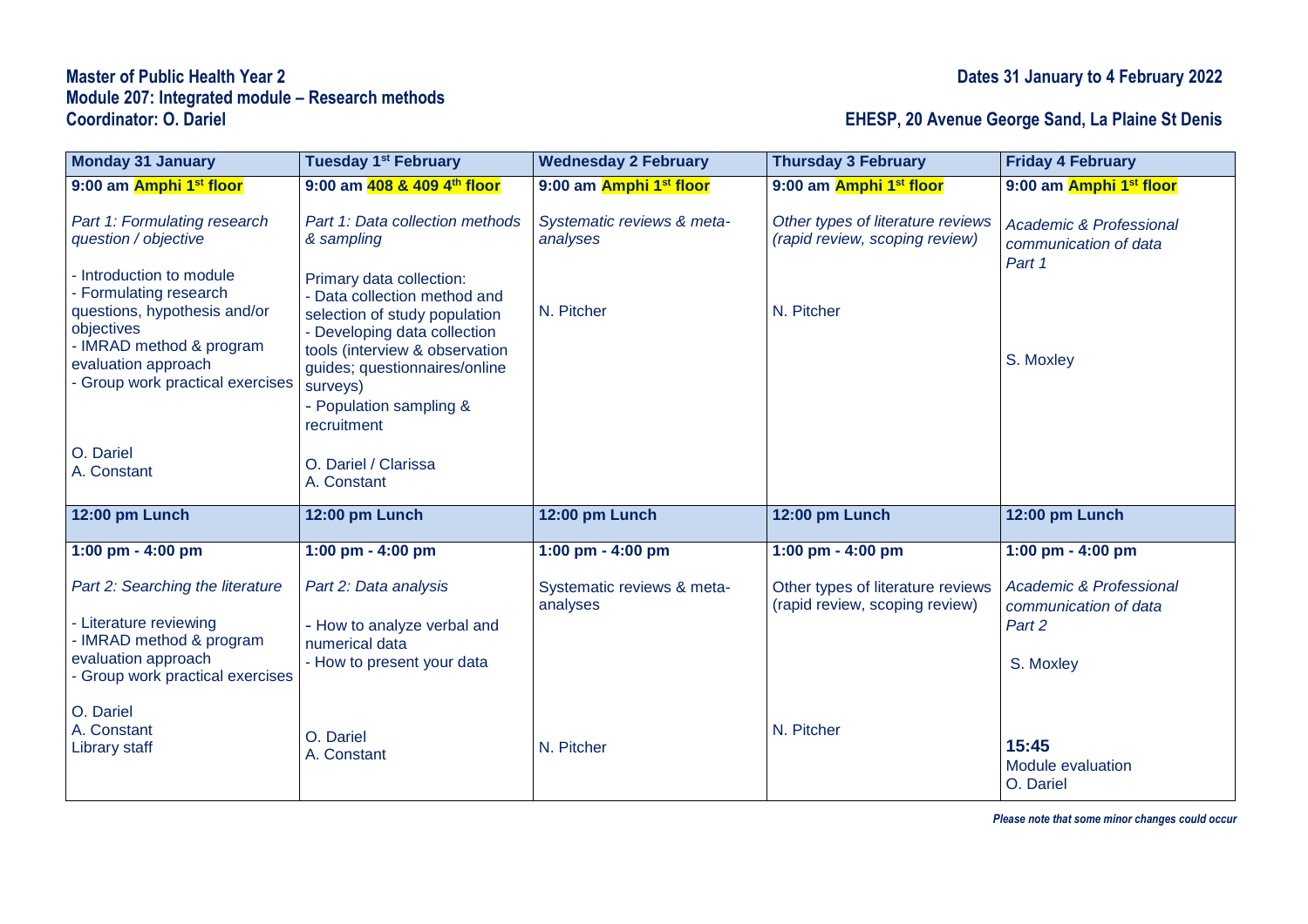**Master of Public Health Year 2**
**Module 207: Integrated module – Research methods**
**Coordinator: O. Dariel**

**Dates 31 January to 4 February 2022**

**EHESP, 20 Avenue George Sand, La Plaine St Denis**

| Monday 31 January | Tuesday 1st February | Wednesday 2 February | Thursday 3 February | Friday 4 February |
|---|---|---|---|---|
| **9:00 am Amphi 1st floor**<br><br>*Part 1: Formulating research question / objective*<br><br>- Introduction to module<br>- Formulating research questions, hypothesis and/or objectives<br>- IMRAD method & program evaluation approach<br>- Group work practical exercises<br><br>O. Dariel<br>A. Constant | **9:00 am 408 & 409 4th floor**<br><br>*Part 1: Data collection methods & sampling*<br><br>Primary data collection:<br>- Data collection method and selection of study population<br>- Developing data collection tools (interview & observation guides; questionnaires/online surveys)<br>- Population sampling & recruitment<br><br>O. Dariel / Clarissa<br>A. Constant | **9:00 am Amphi 1st floor**<br><br>*Systematic reviews & meta-analyses*<br><br>N. Pitcher | **9:00 am Amphi 1st floor**<br><br>*Other types of literature reviews (rapid review, scoping review)*<br><br>N. Pitcher | **9:00 am Amphi 1st floor**<br><br>*Academic & Professional communication of data Part 1*<br><br>S. Moxley |
| **12:00 pm Lunch** | **12:00 pm Lunch** | **12:00 pm Lunch** | **12:00 pm Lunch** | **12:00 pm Lunch** |
| **1:00 pm - 4:00 pm**<br><br>*Part 2: Searching the literature*<br><br>- Literature reviewing<br>- IMRAD method & program evaluation approach<br>- Group work practical exercises<br><br>O. Dariel<br>A. Constant<br>Library staff | **1:00 pm - 4:00 pm**<br><br>*Part 2: Data analysis*<br><br>- How to analyze verbal and numerical data<br>- How to present your data<br><br>O. Dariel<br>A. Constant | **1:00 pm - 4:00 pm**<br><br>Systematic reviews & meta-analyses<br><br>N. Pitcher | **1:00 pm - 4:00 pm**<br><br>Other types of literature reviews (rapid review, scoping review)<br><br>N. Pitcher | **1:00 pm - 4:00 pm**<br><br>*Academic & Professional communication of data Part 2*<br><br>S. Moxley<br><br>**15:45**<br>Module evaluation<br>O. Dariel |

***Please note that some minor changes could occur***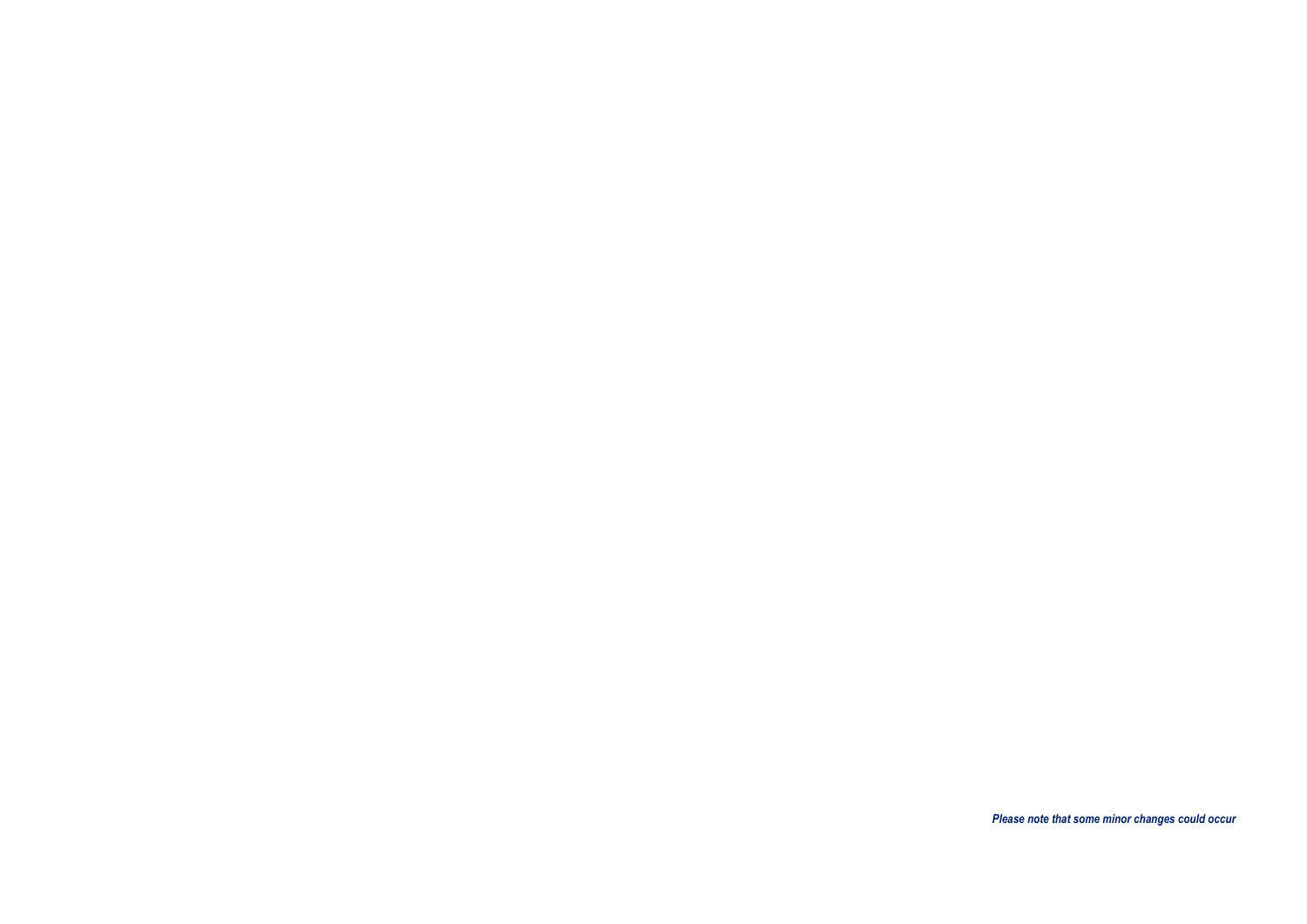***Please note that some minor changes could occur***